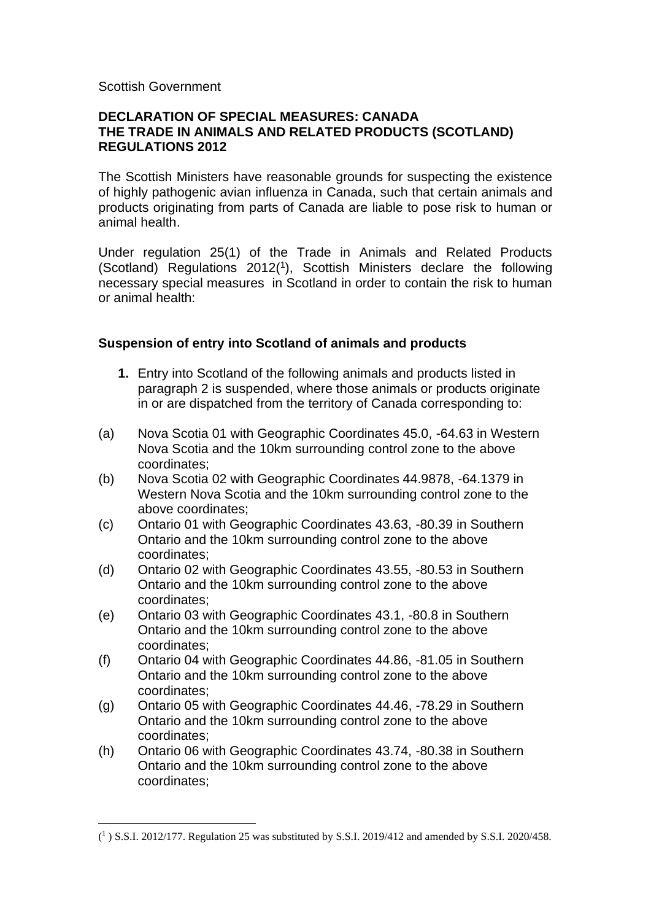Scottish Government

**DECLARATION OF SPECIAL MEASURES: CANADA**
**THE TRADE IN ANIMALS AND RELATED PRODUCTS (SCOTLAND) REGULATIONS 2012**

The Scottish Ministers have reasonable grounds for suspecting the existence of highly pathogenic avian influenza in Canada, such that certain animals and products originating from parts of Canada are liable to pose risk to human or animal health.

Under regulation 25(1) of the Trade in Animals and Related Products (Scotland) Regulations 2012([1]), Scottish Ministers declare the following necessary special measures in Scotland in order to contain the risk to human or animal health:

### Suspension of entry into Scotland of animals and products

**1.** Entry into Scotland of the following animals and products listed in paragraph 2 is suspended, where those animals or products originate in or are dispatched from the territory of Canada corresponding to:

(a) Nova Scotia 01 with Geographic Coordinates 45.0, -64.63 in Western Nova Scotia and the 10km surrounding control zone to the above coordinates;

(b) Nova Scotia 02 with Geographic Coordinates 44.9878, -64.1379 in Western Nova Scotia and the 10km surrounding control zone to the above coordinates;

(c) Ontario 01 with Geographic Coordinates 43.63, -80.39 in Southern Ontario and the 10km surrounding control zone to the above coordinates;

(d) Ontario 02 with Geographic Coordinates 43.55, -80.53 in Southern Ontario and the 10km surrounding control zone to the above coordinates;

(e) Ontario 03 with Geographic Coordinates 43.1, -80.8 in Southern Ontario and the 10km surrounding control zone to the above coordinates;

(f) Ontario 04 with Geographic Coordinates 44.86, -81.05 in Southern Ontario and the 10km surrounding control zone to the above coordinates;

(g) Ontario 05 with Geographic Coordinates 44.46, -78.29 in Southern Ontario and the 10km surrounding control zone to the above coordinates;

(h) Ontario 06 with Geographic Coordinates 43.74, -80.38 in Southern Ontario and the 10km surrounding control zone to the above coordinates;

---

([1]) S.S.I. 2012/177. Regulation 25 was substituted by S.S.I. 2019/412 and amended by S.S.I. 2020/458.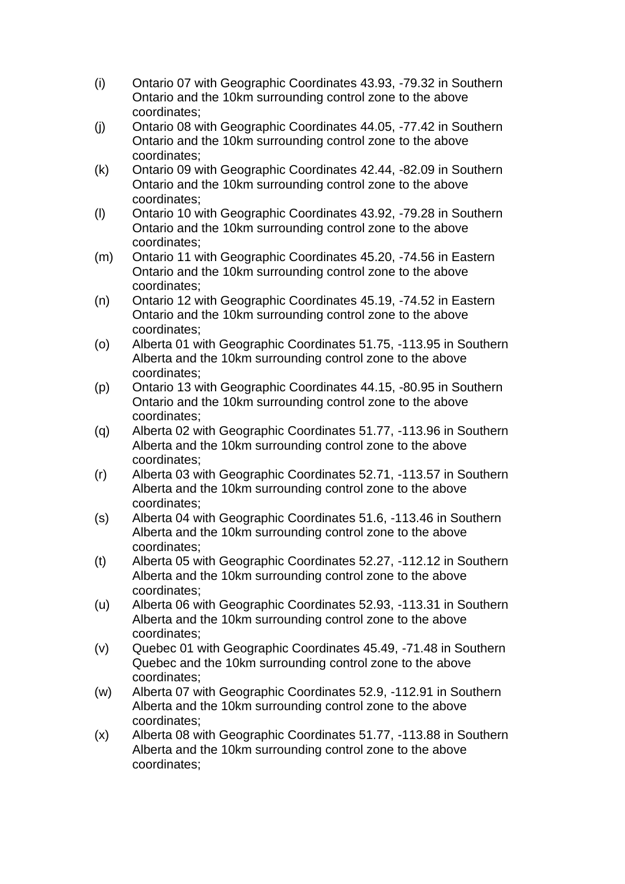(i) Ontario 07 with Geographic Coordinates 43.93, -79.32 in Southern Ontario and the 10km surrounding control zone to the above coordinates;

(j) Ontario 08 with Geographic Coordinates 44.05, -77.42 in Southern Ontario and the 10km surrounding control zone to the above coordinates;

(k) Ontario 09 with Geographic Coordinates 42.44, -82.09 in Southern Ontario and the 10km surrounding control zone to the above coordinates;

(l) Ontario 10 with Geographic Coordinates 43.92, -79.28 in Southern Ontario and the 10km surrounding control zone to the above coordinates;

(m) Ontario 11 with Geographic Coordinates 45.20, -74.56 in Eastern Ontario and the 10km surrounding control zone to the above coordinates;

(n) Ontario 12 with Geographic Coordinates 45.19, -74.52 in Eastern Ontario and the 10km surrounding control zone to the above coordinates;

(o) Alberta 01 with Geographic Coordinates 51.75, -113.95 in Southern Alberta and the 10km surrounding control zone to the above coordinates;

(p) Ontario 13 with Geographic Coordinates 44.15, -80.95 in Southern Ontario and the 10km surrounding control zone to the above coordinates;

(q) Alberta 02 with Geographic Coordinates 51.77, -113.96 in Southern Alberta and the 10km surrounding control zone to the above coordinates;

(r) Alberta 03 with Geographic Coordinates 52.71, -113.57 in Southern Alberta and the 10km surrounding control zone to the above coordinates;

(s) Alberta 04 with Geographic Coordinates 51.6, -113.46 in Southern Alberta and the 10km surrounding control zone to the above coordinates;

(t) Alberta 05 with Geographic Coordinates 52.27, -112.12 in Southern Alberta and the 10km surrounding control zone to the above coordinates;

(u) Alberta 06 with Geographic Coordinates 52.93, -113.31 in Southern Alberta and the 10km surrounding control zone to the above coordinates;

(v) Quebec 01 with Geographic Coordinates 45.49, -71.48 in Southern Quebec and the 10km surrounding control zone to the above coordinates;

(w) Alberta 07 with Geographic Coordinates 52.9, -112.91 in Southern Alberta and the 10km surrounding control zone to the above coordinates;

(x) Alberta 08 with Geographic Coordinates 51.77, -113.88 in Southern Alberta and the 10km surrounding control zone to the above coordinates;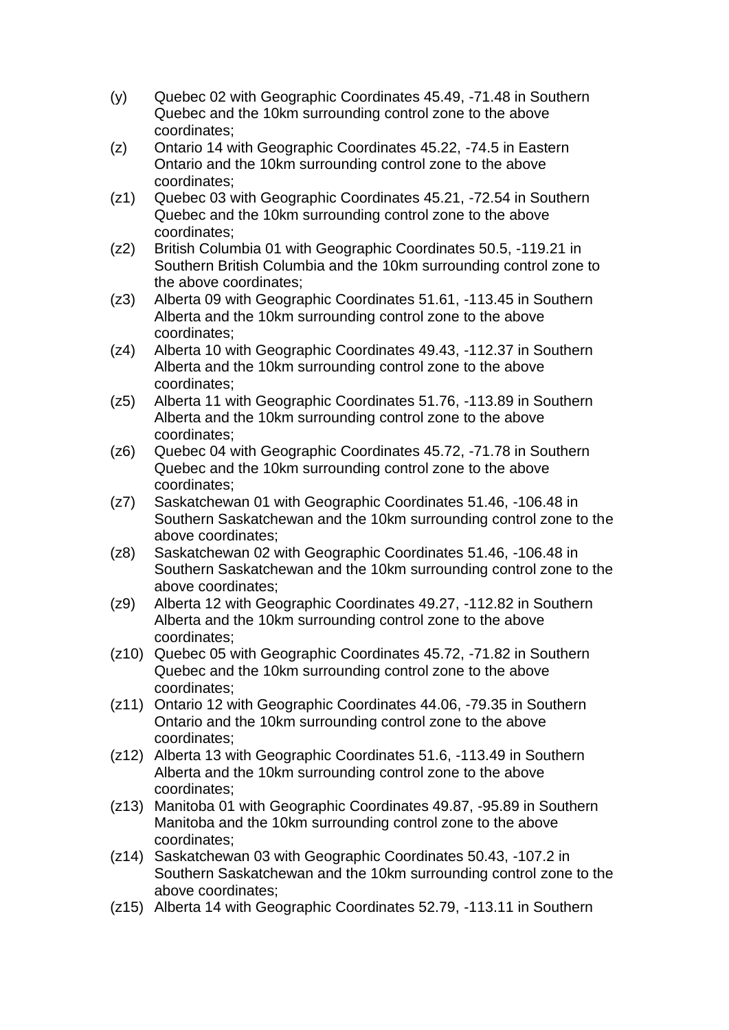(y) Quebec 02 with Geographic Coordinates 45.49, -71.48 in Southern Quebec and the 10km surrounding control zone to the above coordinates;

(z) Ontario 14 with Geographic Coordinates 45.22, -74.5 in Eastern Ontario and the 10km surrounding control zone to the above coordinates;

(z1) Quebec 03 with Geographic Coordinates 45.21, -72.54 in Southern Quebec and the 10km surrounding control zone to the above coordinates;

(z2) British Columbia 01 with Geographic Coordinates 50.5, -119.21 in Southern British Columbia and the 10km surrounding control zone to the above coordinates;

(z3) Alberta 09 with Geographic Coordinates 51.61, -113.45 in Southern Alberta and the 10km surrounding control zone to the above coordinates;

(z4) Alberta 10 with Geographic Coordinates 49.43, -112.37 in Southern Alberta and the 10km surrounding control zone to the above coordinates;

(z5) Alberta 11 with Geographic Coordinates 51.76, -113.89 in Southern Alberta and the 10km surrounding control zone to the above coordinates;

(z6) Quebec 04 with Geographic Coordinates 45.72, -71.78 in Southern Quebec and the 10km surrounding control zone to the above coordinates;

(z7) Saskatchewan 01 with Geographic Coordinates 51.46, -106.48 in Southern Saskatchewan and the 10km surrounding control zone to the above coordinates;

(z8) Saskatchewan 02 with Geographic Coordinates 51.46, -106.48 in Southern Saskatchewan and the 10km surrounding control zone to the above coordinates;

(z9) Alberta 12 with Geographic Coordinates 49.27, -112.82 in Southern Alberta and the 10km surrounding control zone to the above coordinates;

(z10) Quebec 05 with Geographic Coordinates 45.72, -71.82 in Southern Quebec and the 10km surrounding control zone to the above coordinates;

(z11) Ontario 12 with Geographic Coordinates 44.06, -79.35 in Southern Ontario and the 10km surrounding control zone to the above coordinates;

(z12) Alberta 13 with Geographic Coordinates 51.6, -113.49 in Southern Alberta and the 10km surrounding control zone to the above coordinates;

(z13) Manitoba 01 with Geographic Coordinates 49.87, -95.89 in Southern Manitoba and the 10km surrounding control zone to the above coordinates;

(z14) Saskatchewan 03 with Geographic Coordinates 50.43, -107.2 in Southern Saskatchewan and the 10km surrounding control zone to the above coordinates;

(z15) Alberta 14 with Geographic Coordinates 52.79, -113.11 in Southern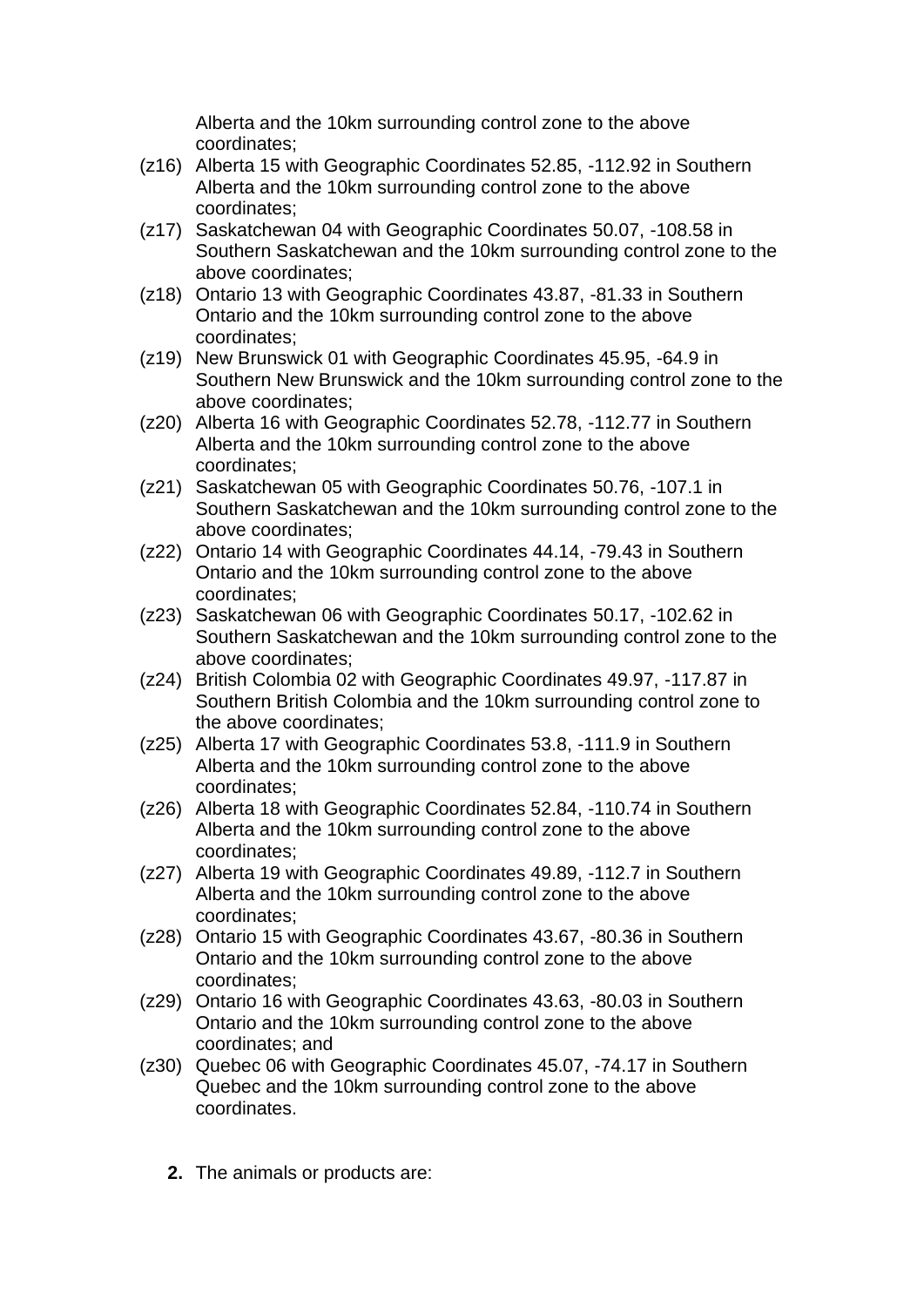Alberta and the 10km surrounding control zone to the above coordinates;

(z16) Alberta 15 with Geographic Coordinates 52.85, -112.92 in Southern Alberta and the 10km surrounding control zone to the above coordinates;

(z17) Saskatchewan 04 with Geographic Coordinates 50.07, -108.58 in Southern Saskatchewan and the 10km surrounding control zone to the above coordinates;

(z18) Ontario 13 with Geographic Coordinates 43.87, -81.33 in Southern Ontario and the 10km surrounding control zone to the above coordinates;

(z19) New Brunswick 01 with Geographic Coordinates 45.95, -64.9 in Southern New Brunswick and the 10km surrounding control zone to the above coordinates;

(z20) Alberta 16 with Geographic Coordinates 52.78, -112.77 in Southern Alberta and the 10km surrounding control zone to the above coordinates;

(z21) Saskatchewan 05 with Geographic Coordinates 50.76, -107.1 in Southern Saskatchewan and the 10km surrounding control zone to the above coordinates;

(z22) Ontario 14 with Geographic Coordinates 44.14, -79.43 in Southern Ontario and the 10km surrounding control zone to the above coordinates;

(z23) Saskatchewan 06 with Geographic Coordinates 50.17, -102.62 in Southern Saskatchewan and the 10km surrounding control zone to the above coordinates;

(z24) British Colombia 02 with Geographic Coordinates 49.97, -117.87 in Southern British Colombia and the 10km surrounding control zone to the above coordinates;

(z25) Alberta 17 with Geographic Coordinates 53.8, -111.9 in Southern Alberta and the 10km surrounding control zone to the above coordinates;

(z26) Alberta 18 with Geographic Coordinates 52.84, -110.74 in Southern Alberta and the 10km surrounding control zone to the above coordinates;

(z27) Alberta 19 with Geographic Coordinates 49.89, -112.7 in Southern Alberta and the 10km surrounding control zone to the above coordinates;

(z28) Ontario 15 with Geographic Coordinates 43.67, -80.36 in Southern Ontario and the 10km surrounding control zone to the above coordinates;

(z29) Ontario 16 with Geographic Coordinates 43.63, -80.03 in Southern Ontario and the 10km surrounding control zone to the above coordinates; and

(z30) Quebec 06 with Geographic Coordinates 45.07, -74.17 in Southern Quebec and the 10km surrounding control zone to the above coordinates.

**2.** The animals or products are: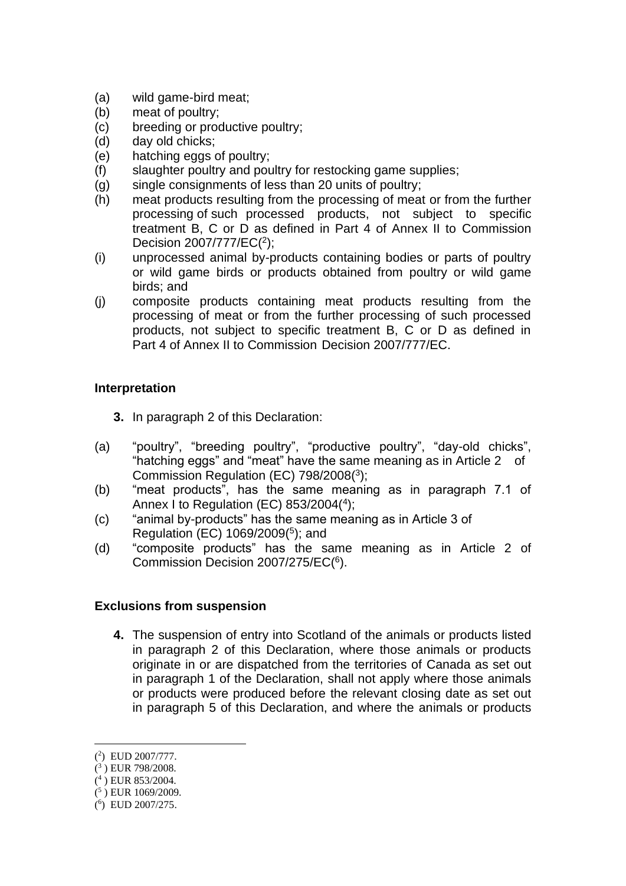(a) wild game-bird meat;
(b) meat of poultry;
(c) breeding or productive poultry;
(d) day old chicks;
(e) hatching eggs of poultry;
(f) slaughter poultry and poultry for restocking game supplies;
(g) single consignments of less than 20 units of poultry;
(h) meat products resulting from the processing of meat or from the further processing of such processed products, not subject to specific treatment B, C or D as defined in Part 4 of Annex II to Commission Decision 2007/777/EC([2]);
(i) unprocessed animal by-products containing bodies or parts of poultry or wild game birds or products obtained from poultry or wild game birds; and
(j) composite products containing meat products resulting from the processing of meat or from the further processing of such processed products, not subject to specific treatment B, C or D as defined in Part 4 of Annex II to Commission Decision 2007/777/EC.

### Interpretation

**3.** In paragraph 2 of this Declaration:

(a) "poultry", "breeding poultry", "productive poultry", "day-old chicks", "hatching eggs" and "meat" have the same meaning as in Article 2 of Commission Regulation (EC) 798/2008([3]);
(b) "meat products", has the same meaning as in paragraph 7.1 of Annex I to Regulation (EC) 853/2004([4]);
(c) "animal by-products" has the same meaning as in Article 3 of Regulation (EC) 1069/2009([5]); and
(d) "composite products" has the same meaning as in Article 2 of Commission Decision 2007/275/EC([6]).

### Exclusions from suspension

**4.** The suspension of entry into Scotland of the animals or products listed in paragraph 2 of this Declaration, where those animals or products originate in or are dispatched from the territories of Canada as set out in paragraph 1 of the Declaration, shall not apply where those animals or products were produced before the relevant closing date as set out in paragraph 5 of this Declaration, and where the animals or products

---

([2]) EUD 2007/777.
([3]) EUR 798/2008.
([4]) EUR 853/2004.
([5]) EUR 1069/2009.
([6]) EUD 2007/275.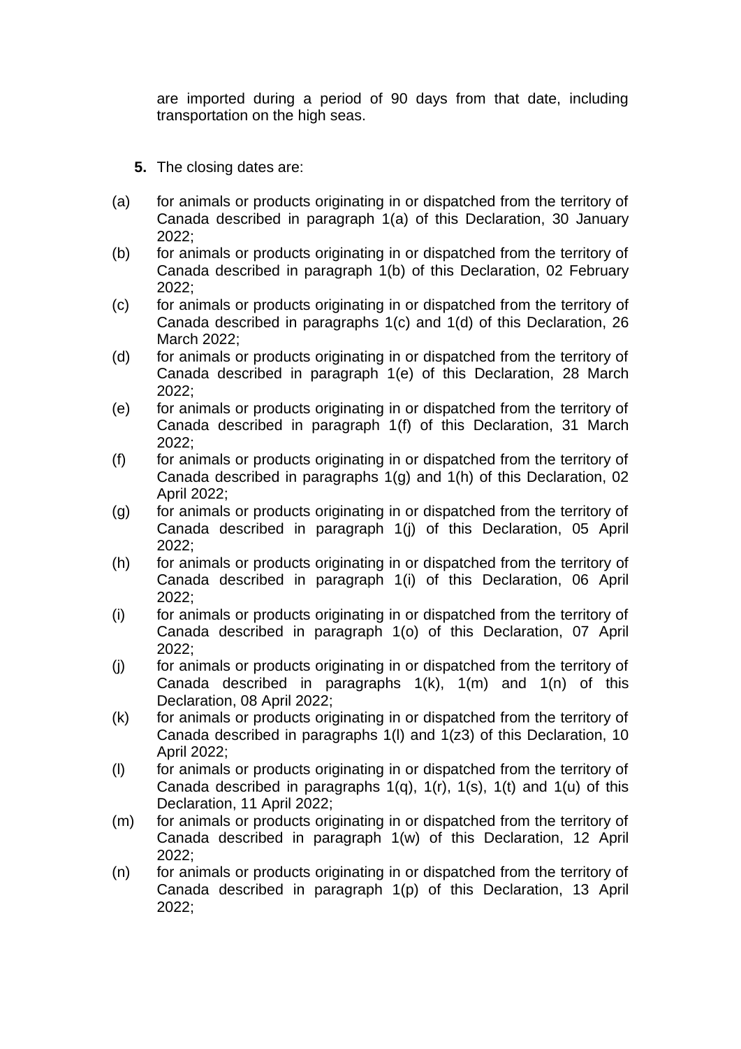are imported during a period of 90 days from that date, including transportation on the high seas.

**5.** The closing dates are:

(a) for animals or products originating in or dispatched from the territory of Canada described in paragraph 1(a) of this Declaration, 30 January 2022;

(b) for animals or products originating in or dispatched from the territory of Canada described in paragraph 1(b) of this Declaration, 02 February 2022;

(c) for animals or products originating in or dispatched from the territory of Canada described in paragraphs 1(c) and 1(d) of this Declaration, 26 March 2022;

(d) for animals or products originating in or dispatched from the territory of Canada described in paragraph 1(e) of this Declaration, 28 March 2022;

(e) for animals or products originating in or dispatched from the territory of Canada described in paragraph 1(f) of this Declaration, 31 March 2022;

(f) for animals or products originating in or dispatched from the territory of Canada described in paragraphs 1(g) and 1(h) of this Declaration, 02 April 2022;

(g) for animals or products originating in or dispatched from the territory of Canada described in paragraph 1(j) of this Declaration, 05 April 2022;

(h) for animals or products originating in or dispatched from the territory of Canada described in paragraph 1(i) of this Declaration, 06 April 2022;

(i) for animals or products originating in or dispatched from the territory of Canada described in paragraph 1(o) of this Declaration, 07 April 2022;

(j) for animals or products originating in or dispatched from the territory of Canada described in paragraphs 1(k), 1(m) and 1(n) of this Declaration, 08 April 2022;

(k) for animals or products originating in or dispatched from the territory of Canada described in paragraphs 1(l) and 1(z3) of this Declaration, 10 April 2022;

(l) for animals or products originating in or dispatched from the territory of Canada described in paragraphs 1(q), 1(r), 1(s), 1(t) and 1(u) of this Declaration, 11 April 2022;

(m) for animals or products originating in or dispatched from the territory of Canada described in paragraph 1(w) of this Declaration, 12 April 2022;

(n) for animals or products originating in or dispatched from the territory of Canada described in paragraph 1(p) of this Declaration, 13 April 2022;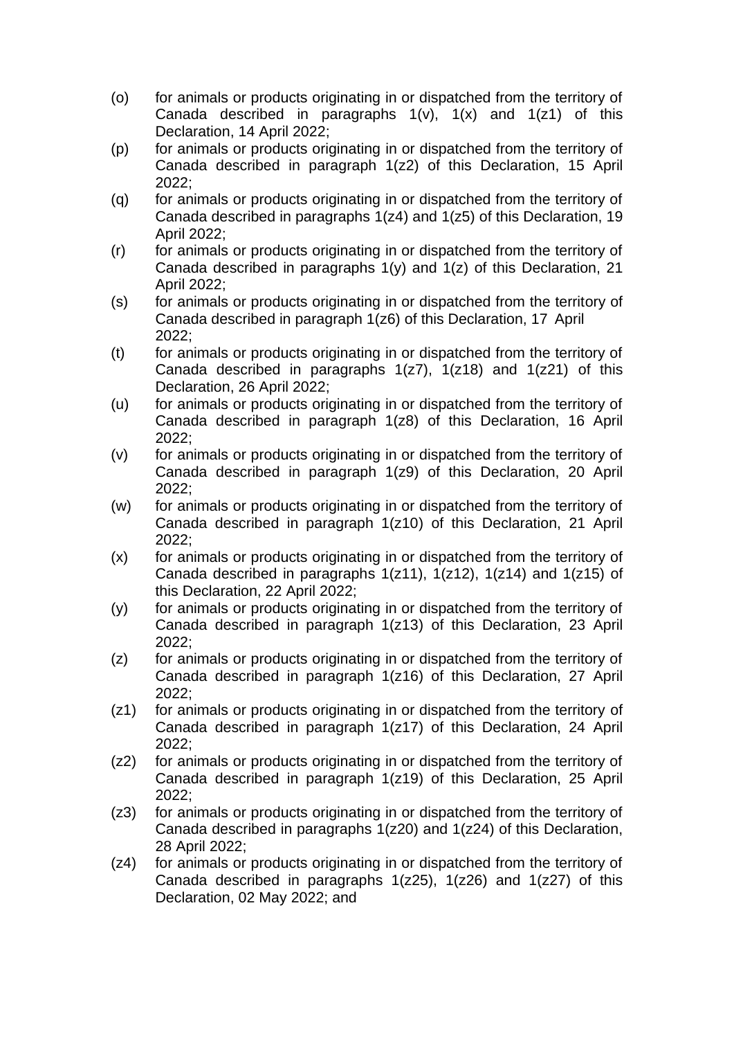(o) for animals or products originating in or dispatched from the territory of Canada described in paragraphs 1(v), 1(x) and 1(z1) of this Declaration, 14 April 2022;

(p) for animals or products originating in or dispatched from the territory of Canada described in paragraph 1(z2) of this Declaration, 15 April 2022;

(q) for animals or products originating in or dispatched from the territory of Canada described in paragraphs 1(z4) and 1(z5) of this Declaration, 19 April 2022;

(r) for animals or products originating in or dispatched from the territory of Canada described in paragraphs 1(y) and 1(z) of this Declaration, 21 April 2022;

(s) for animals or products originating in or dispatched from the territory of Canada described in paragraph 1(z6) of this Declaration, 17 April 2022;

(t) for animals or products originating in or dispatched from the territory of Canada described in paragraphs 1(z7), 1(z18) and 1(z21) of this Declaration, 26 April 2022;

(u) for animals or products originating in or dispatched from the territory of Canada described in paragraph 1(z8) of this Declaration, 16 April 2022;

(v) for animals or products originating in or dispatched from the territory of Canada described in paragraph 1(z9) of this Declaration, 20 April 2022;

(w) for animals or products originating in or dispatched from the territory of Canada described in paragraph 1(z10) of this Declaration, 21 April 2022;

(x) for animals or products originating in or dispatched from the territory of Canada described in paragraphs 1(z11), 1(z12), 1(z14) and 1(z15) of this Declaration, 22 April 2022;

(y) for animals or products originating in or dispatched from the territory of Canada described in paragraph 1(z13) of this Declaration, 23 April 2022;

(z) for animals or products originating in or dispatched from the territory of Canada described in paragraph 1(z16) of this Declaration, 27 April 2022;

(z1) for animals or products originating in or dispatched from the territory of Canada described in paragraph 1(z17) of this Declaration, 24 April 2022;

(z2) for animals or products originating in or dispatched from the territory of Canada described in paragraph 1(z19) of this Declaration, 25 April 2022;

(z3) for animals or products originating in or dispatched from the territory of Canada described in paragraphs 1(z20) and 1(z24) of this Declaration, 28 April 2022;

(z4) for animals or products originating in or dispatched from the territory of Canada described in paragraphs 1(z25), 1(z26) and 1(z27) of this Declaration, 02 May 2022; and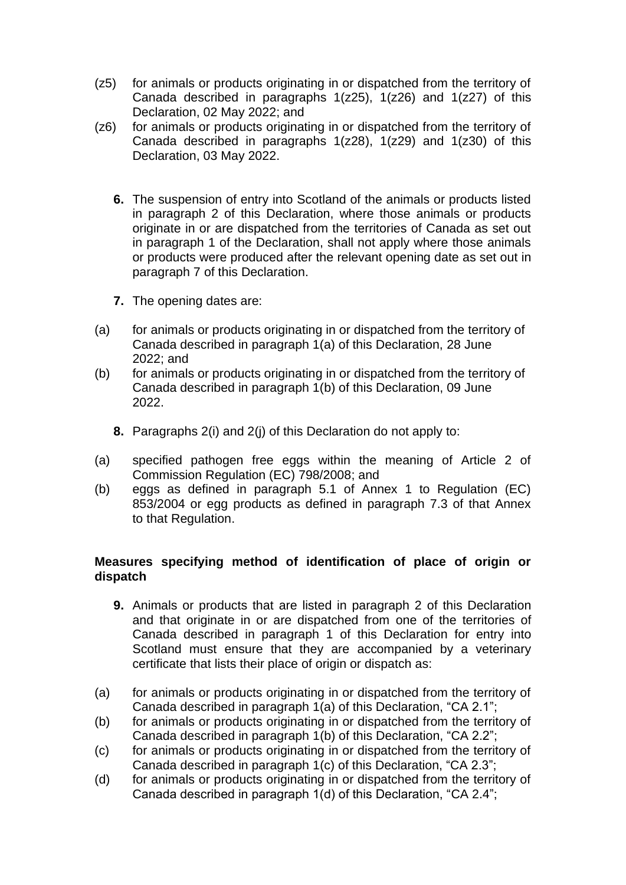(z5) for animals or products originating in or dispatched from the territory of Canada described in paragraphs 1(z25), 1(z26) and 1(z27) of this Declaration, 02 May 2022; and

(z6) for animals or products originating in or dispatched from the territory of Canada described in paragraphs 1(z28), 1(z29) and 1(z30) of this Declaration, 03 May 2022.

**6.** The suspension of entry into Scotland of the animals or products listed in paragraph 2 of this Declaration, where those animals or products originate in or are dispatched from the territories of Canada as set out in paragraph 1 of the Declaration, shall not apply where those animals or products were produced after the relevant opening date as set out in paragraph 7 of this Declaration.

**7.** The opening dates are:

(a) for animals or products originating in or dispatched from the territory of Canada described in paragraph 1(a) of this Declaration, 28 June 2022; and

(b) for animals or products originating in or dispatched from the territory of Canada described in paragraph 1(b) of this Declaration, 09 June 2022.

**8.** Paragraphs 2(i) and 2(j) of this Declaration do not apply to:

(a) specified pathogen free eggs within the meaning of Article 2 of Commission Regulation (EC) 798/2008; and

(b) eggs as defined in paragraph 5.1 of Annex 1 to Regulation (EC) 853/2004 or egg products as defined in paragraph 7.3 of that Annex to that Regulation.

**Measures specifying method of identification of place of origin or dispatch**

**9.** Animals or products that are listed in paragraph 2 of this Declaration and that originate in or are dispatched from one of the territories of Canada described in paragraph 1 of this Declaration for entry into Scotland must ensure that they are accompanied by a veterinary certificate that lists their place of origin or dispatch as:

(a) for animals or products originating in or dispatched from the territory of Canada described in paragraph 1(a) of this Declaration, "CA 2.1";

(b) for animals or products originating in or dispatched from the territory of Canada described in paragraph 1(b) of this Declaration, "CA 2.2";

(c) for animals or products originating in or dispatched from the territory of Canada described in paragraph 1(c) of this Declaration, "CA 2.3";

(d) for animals or products originating in or dispatched from the territory of Canada described in paragraph 1(d) of this Declaration, "CA 2.4";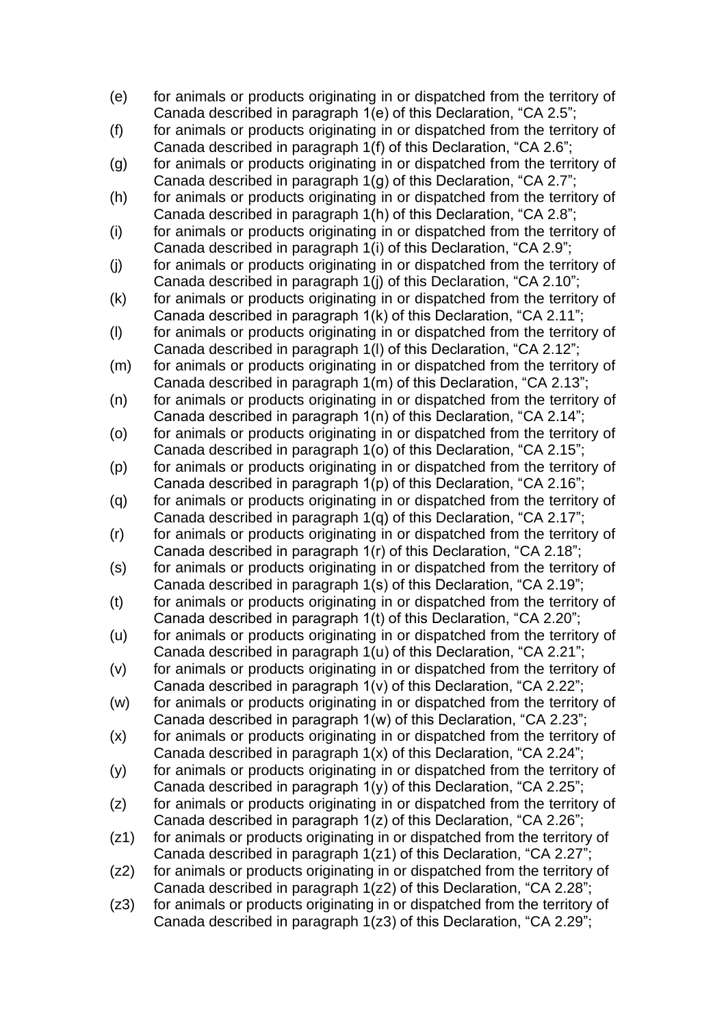(e) for animals or products originating in or dispatched from the territory of Canada described in paragraph 1(e) of this Declaration, “CA 2.5”;

(f) for animals or products originating in or dispatched from the territory of Canada described in paragraph 1(f) of this Declaration, “CA 2.6”;

(g) for animals or products originating in or dispatched from the territory of Canada described in paragraph 1(g) of this Declaration, “CA 2.7”;

(h) for animals or products originating in or dispatched from the territory of Canada described in paragraph 1(h) of this Declaration, “CA 2.8”;

(i) for animals or products originating in or dispatched from the territory of Canada described in paragraph 1(i) of this Declaration, “CA 2.9”;

(j) for animals or products originating in or dispatched from the territory of Canada described in paragraph 1(j) of this Declaration, “CA 2.10”;

(k) for animals or products originating in or dispatched from the territory of Canada described in paragraph 1(k) of this Declaration, “CA 2.11”;

(l) for animals or products originating in or dispatched from the territory of Canada described in paragraph 1(l) of this Declaration, “CA 2.12”;

(m) for animals or products originating in or dispatched from the territory of Canada described in paragraph 1(m) of this Declaration, “CA 2.13”;

(n) for animals or products originating in or dispatched from the territory of Canada described in paragraph 1(n) of this Declaration, “CA 2.14”;

(o) for animals or products originating in or dispatched from the territory of Canada described in paragraph 1(o) of this Declaration, “CA 2.15”;

(p) for animals or products originating in or dispatched from the territory of Canada described in paragraph 1(p) of this Declaration, “CA 2.16”;

(q) for animals or products originating in or dispatched from the territory of Canada described in paragraph 1(q) of this Declaration, “CA 2.17”;

(r) for animals or products originating in or dispatched from the territory of Canada described in paragraph 1(r) of this Declaration, “CA 2.18”;

(s) for animals or products originating in or dispatched from the territory of Canada described in paragraph 1(s) of this Declaration, “CA 2.19”;

(t) for animals or products originating in or dispatched from the territory of Canada described in paragraph 1(t) of this Declaration, “CA 2.20”;

(u) for animals or products originating in or dispatched from the territory of Canada described in paragraph 1(u) of this Declaration, “CA 2.21”;

(v) for animals or products originating in or dispatched from the territory of Canada described in paragraph 1(v) of this Declaration, “CA 2.22”;

(w) for animals or products originating in or dispatched from the territory of Canada described in paragraph 1(w) of this Declaration, “CA 2.23”;

(x) for animals or products originating in or dispatched from the territory of Canada described in paragraph 1(x) of this Declaration, “CA 2.24”;

(y) for animals or products originating in or dispatched from the territory of Canada described in paragraph 1(y) of this Declaration, “CA 2.25”;

(z) for animals or products originating in or dispatched from the territory of Canada described in paragraph 1(z) of this Declaration, “CA 2.26”;

(z1) for animals or products originating in or dispatched from the territory of Canada described in paragraph 1(z1) of this Declaration, “CA 2.27”;

(z2) for animals or products originating in or dispatched from the territory of Canada described in paragraph 1(z2) of this Declaration, “CA 2.28”;

(z3) for animals or products originating in or dispatched from the territory of Canada described in paragraph 1(z3) of this Declaration, “CA 2.29”;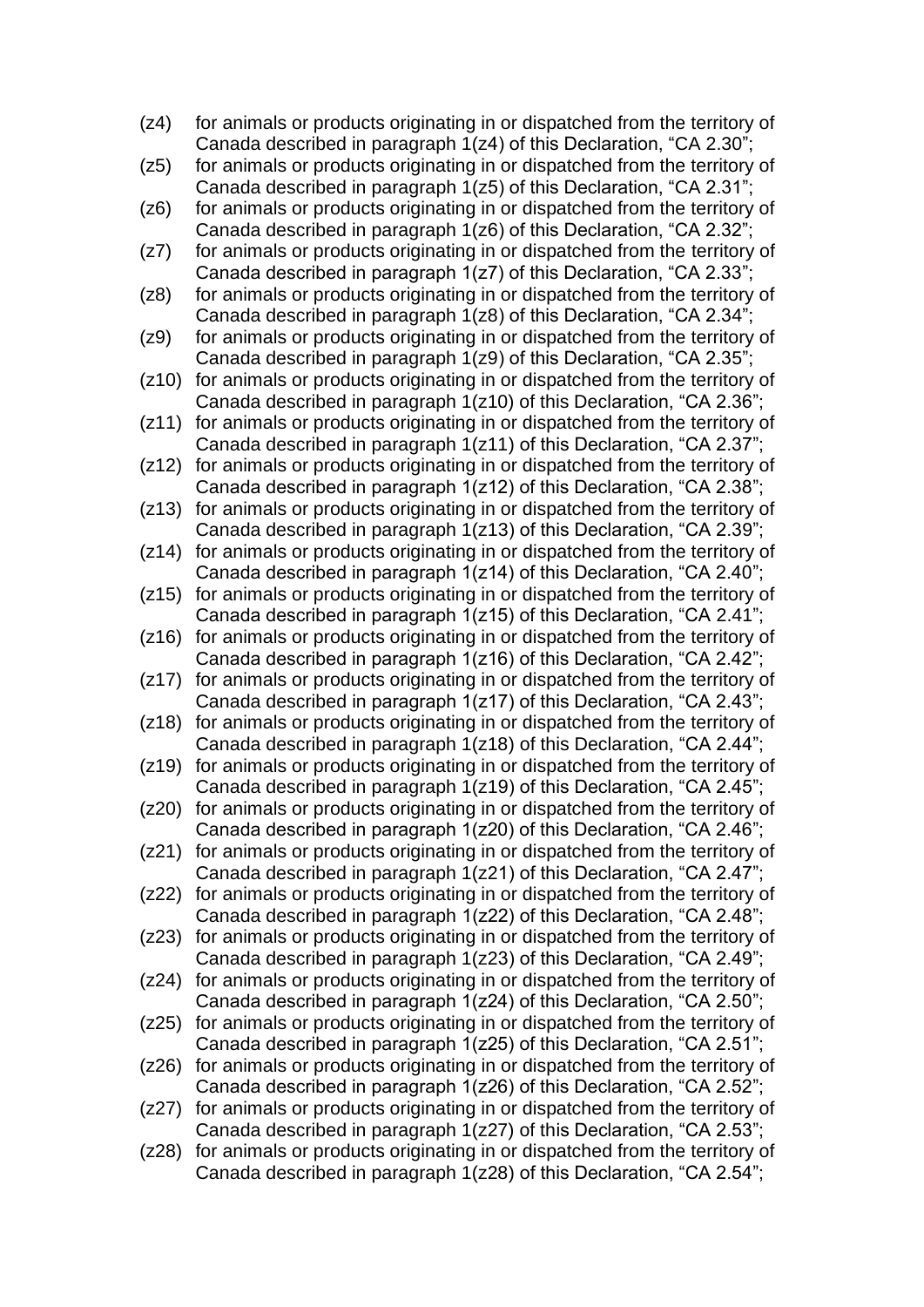(z4) for animals or products originating in or dispatched from the territory of Canada described in paragraph 1(z4) of this Declaration, “CA 2.30”;

(z5) for animals or products originating in or dispatched from the territory of Canada described in paragraph 1(z5) of this Declaration, “CA 2.31”;

(z6) for animals or products originating in or dispatched from the territory of Canada described in paragraph 1(z6) of this Declaration, “CA 2.32”;

(z7) for animals or products originating in or dispatched from the territory of Canada described in paragraph 1(z7) of this Declaration, “CA 2.33”;

(z8) for animals or products originating in or dispatched from the territory of Canada described in paragraph 1(z8) of this Declaration, “CA 2.34”;

(z9) for animals or products originating in or dispatched from the territory of Canada described in paragraph 1(z9) of this Declaration, “CA 2.35”;

(z10) for animals or products originating in or dispatched from the territory of Canada described in paragraph 1(z10) of this Declaration, “CA 2.36”;

(z11) for animals or products originating in or dispatched from the territory of Canada described in paragraph 1(z11) of this Declaration, “CA 2.37”;

(z12) for animals or products originating in or dispatched from the territory of Canada described in paragraph 1(z12) of this Declaration, “CA 2.38”;

(z13) for animals or products originating in or dispatched from the territory of Canada described in paragraph 1(z13) of this Declaration, “CA 2.39”;

(z14) for animals or products originating in or dispatched from the territory of Canada described in paragraph 1(z14) of this Declaration, “CA 2.40”;

(z15) for animals or products originating in or dispatched from the territory of Canada described in paragraph 1(z15) of this Declaration, “CA 2.41”;

(z16) for animals or products originating in or dispatched from the territory of Canada described in paragraph 1(z16) of this Declaration, “CA 2.42”;

(z17) for animals or products originating in or dispatched from the territory of Canada described in paragraph 1(z17) of this Declaration, “CA 2.43”;

(z18) for animals or products originating in or dispatched from the territory of Canada described in paragraph 1(z18) of this Declaration, “CA 2.44”;

(z19) for animals or products originating in or dispatched from the territory of Canada described in paragraph 1(z19) of this Declaration, “CA 2.45”;

(z20) for animals or products originating in or dispatched from the territory of Canada described in paragraph 1(z20) of this Declaration, “CA 2.46”;

(z21) for animals or products originating in or dispatched from the territory of Canada described in paragraph 1(z21) of this Declaration, “CA 2.47”;

(z22) for animals or products originating in or dispatched from the territory of Canada described in paragraph 1(z22) of this Declaration, “CA 2.48”;

(z23) for animals or products originating in or dispatched from the territory of Canada described in paragraph 1(z23) of this Declaration, “CA 2.49”;

(z24) for animals or products originating in or dispatched from the territory of Canada described in paragraph 1(z24) of this Declaration, “CA 2.50”;

(z25) for animals or products originating in or dispatched from the territory of Canada described in paragraph 1(z25) of this Declaration, “CA 2.51”;

(z26) for animals or products originating in or dispatched from the territory of Canada described in paragraph 1(z26) of this Declaration, “CA 2.52”;

(z27) for animals or products originating in or dispatched from the territory of Canada described in paragraph 1(z27) of this Declaration, “CA 2.53”;

(z28) for animals or products originating in or dispatched from the territory of Canada described in paragraph 1(z28) of this Declaration, “CA 2.54”;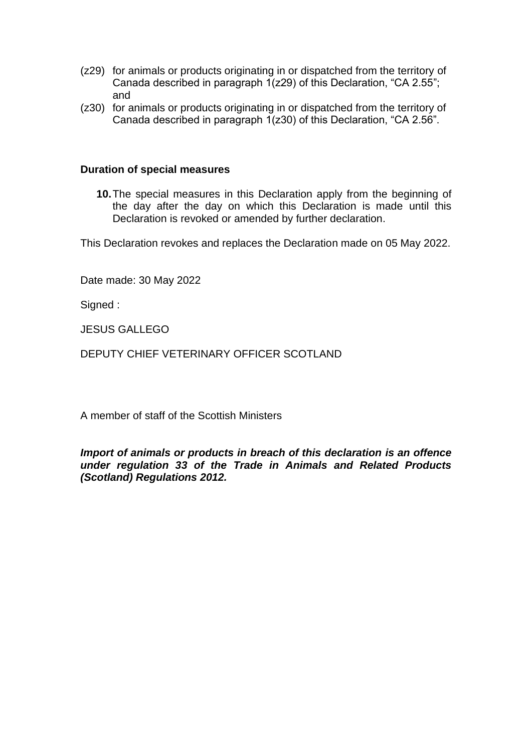(z29) for animals or products originating in or dispatched from the territory of Canada described in paragraph 1(z29) of this Declaration, "CA 2.55"; and

(z30) for animals or products originating in or dispatched from the territory of Canada described in paragraph 1(z30) of this Declaration, "CA 2.56".

**Duration of special measures**

**10.** The special measures in this Declaration apply from the beginning of the day after the day on which this Declaration is made until this Declaration is revoked or amended by further declaration.

This Declaration revokes and replaces the Declaration made on 05 May 2022.

Date made: 30 May 2022

Signed :

JESUS GALLEGO

DEPUTY CHIEF VETERINARY OFFICER SCOTLAND

A member of staff of the Scottish Ministers

***Import of animals or products in breach of this declaration is an offence under regulation 33 of the Trade in Animals and Related Products (Scotland) Regulations 2012.***